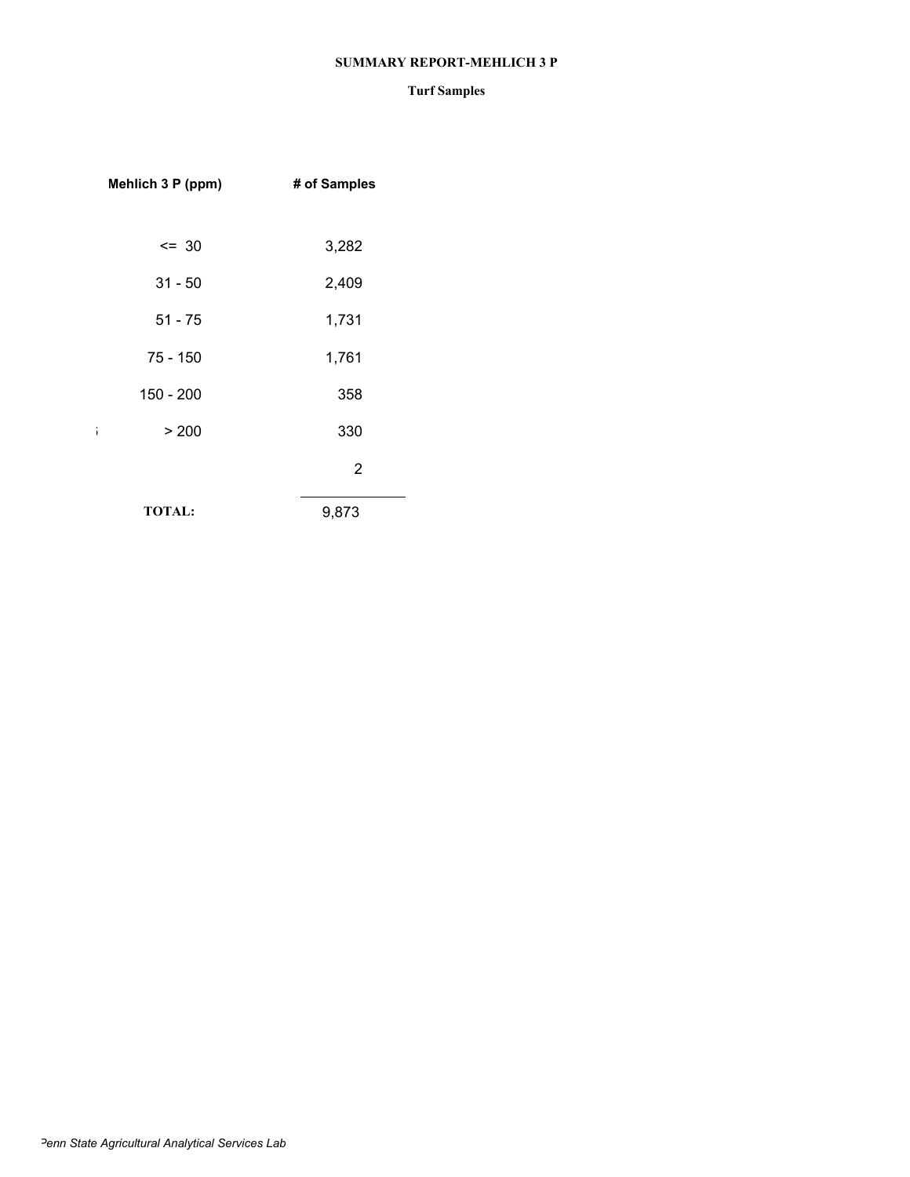**SUMMARY REPORT-MEHLICH 3 P**

**Turf Samples**

| Mehlich 3 P (ppm) | # of Samples |
|---|---|
| <= 30 | 3,282 |
| 31 - 50 | 2,409 |
| 51 - 75 | 1,731 |
| 75 - 150 | 1,761 |
| 150 - 200 | 358 |
| > 200 | 330 |
| | 2 |
| **TOTAL:** | 9,873 |

*Penn State Agricultural Analytical Services Lab*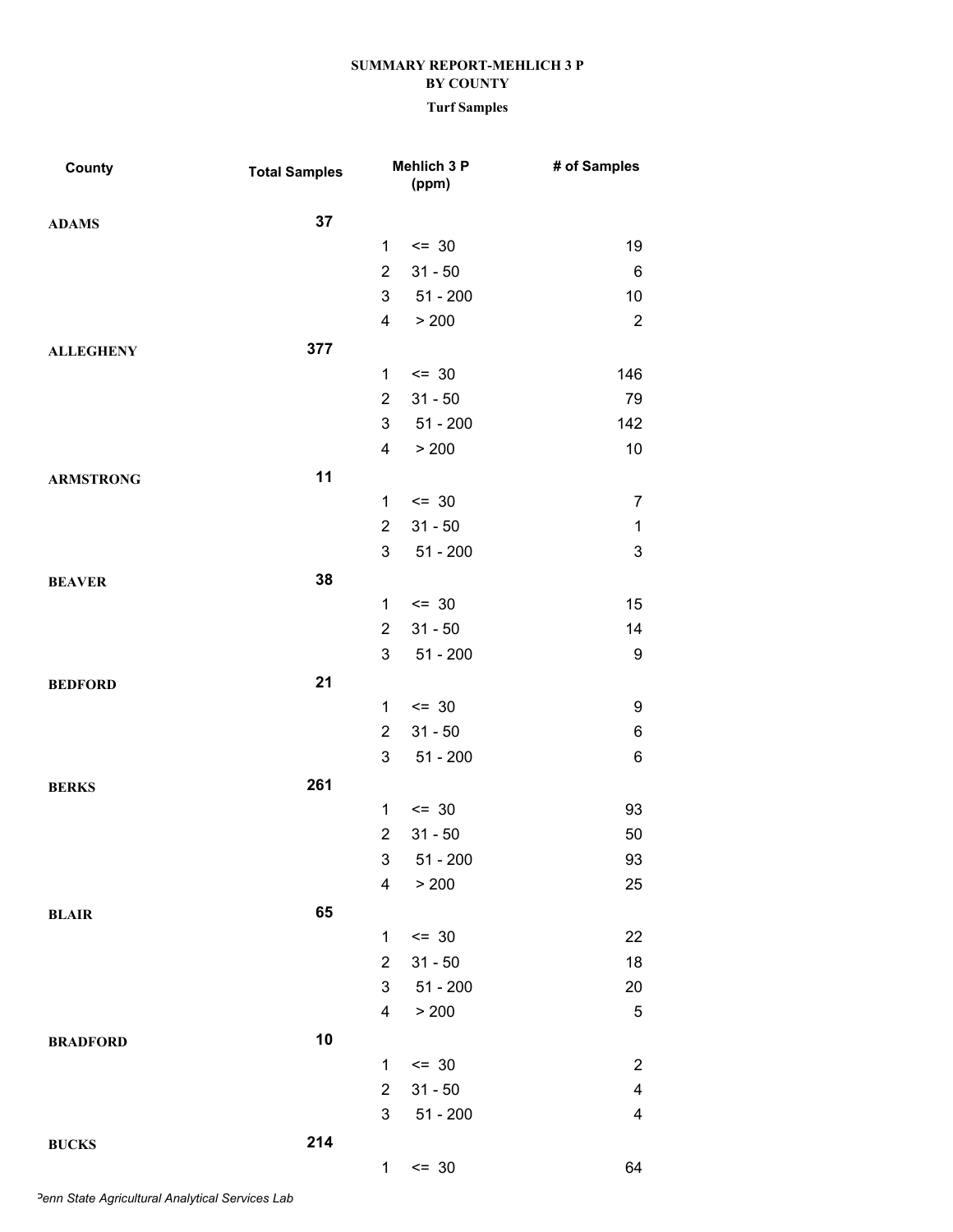**SUMMARY REPORT-MEHLICH 3 P**
**BY COUNTY**
**Turf Samples**

| County | Total Samples | Mehlich 3 P (ppm) | | # of Samples |
|---|---|---|---|---|
| **ADAMS** | **37** | | | |
| | | 1 | <= 30 | 19 |
| | | 2 | 31 - 50 | 6 |
| | | 3 | 51 - 200 | 10 |
| | | 4 | > 200 | 2 |
| **ALLEGHENY** | **377** | | | |
| | | 1 | <= 30 | 146 |
| | | 2 | 31 - 50 | 79 |
| | | 3 | 51 - 200 | 142 |
| | | 4 | > 200 | 10 |
| **ARMSTRONG** | **11** | | | |
| | | 1 | <= 30 | 7 |
| | | 2 | 31 - 50 | 1 |
| | | 3 | 51 - 200 | 3 |
| **BEAVER** | **38** | | | |
| | | 1 | <= 30 | 15 |
| | | 2 | 31 - 50 | 14 |
| | | 3 | 51 - 200 | 9 |
| **BEDFORD** | **21** | | | |
| | | 1 | <= 30 | 9 |
| | | 2 | 31 - 50 | 6 |
| | | 3 | 51 - 200 | 6 |
| **BERKS** | **261** | | | |
| | | 1 | <= 30 | 93 |
| | | 2 | 31 - 50 | 50 |
| | | 3 | 51 - 200 | 93 |
| | | 4 | > 200 | 25 |
| **BLAIR** | **65** | | | |
| | | 1 | <= 30 | 22 |
| | | 2 | 31 - 50 | 18 |
| | | 3 | 51 - 200 | 20 |
| | | 4 | > 200 | 5 |
| **BRADFORD** | **10** | | | |
| | | 1 | <= 30 | 2 |
| | | 2 | 31 - 50 | 4 |
| | | 3 | 51 - 200 | 4 |
| **BUCKS** | **214** | | | |
| | | 1 | <= 30 | 64 |

*Penn State Agricultural Analytical Services Lab*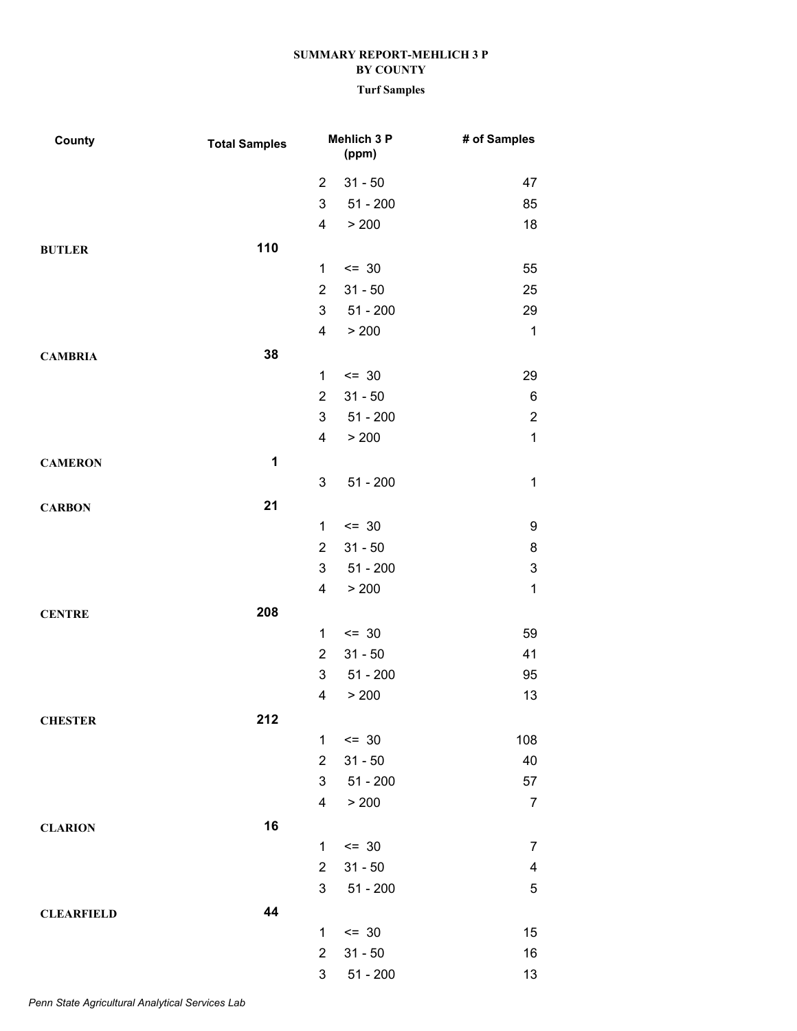**SUMMARY REPORT-MEHLICH 3 P**
**BY COUNTY**
**Turf Samples**

| County | Total Samples | | Mehlich 3 P (ppm) | # of Samples |
|---|---|---|---|---|
| | | 2 | 31 - 50 | 47 |
| | | 3 | 51 - 200 | 85 |
| | | 4 | > 200 | 18 |
| **BUTLER** | **110** | | | |
| | | 1 | <= 30 | 55 |
| | | 2 | 31 - 50 | 25 |
| | | 3 | 51 - 200 | 29 |
| | | 4 | > 200 | 1 |
| **CAMBRIA** | **38** | | | |
| | | 1 | <= 30 | 29 |
| | | 2 | 31 - 50 | 6 |
| | | 3 | 51 - 200 | 2 |
| | | 4 | > 200 | 1 |
| **CAMERON** | **1** | | | |
| | | 3 | 51 - 200 | 1 |
| **CARBON** | **21** | | | |
| | | 1 | <= 30 | 9 |
| | | 2 | 31 - 50 | 8 |
| | | 3 | 51 - 200 | 3 |
| | | 4 | > 200 | 1 |
| **CENTRE** | **208** | | | |
| | | 1 | <= 30 | 59 |
| | | 2 | 31 - 50 | 41 |
| | | 3 | 51 - 200 | 95 |
| | | 4 | > 200 | 13 |
| **CHESTER** | **212** | | | |
| | | 1 | <= 30 | 108 |
| | | 2 | 31 - 50 | 40 |
| | | 3 | 51 - 200 | 57 |
| | | 4 | > 200 | 7 |
| **CLARION** | **16** | | | |
| | | 1 | <= 30 | 7 |
| | | 2 | 31 - 50 | 4 |
| | | 3 | 51 - 200 | 5 |
| **CLEARFIELD** | **44** | | | |
| | | 1 | <= 30 | 15 |
| | | 2 | 31 - 50 | 16 |
| | | 3 | 51 - 200 | 13 |

*Penn State Agricultural Analytical Services Lab*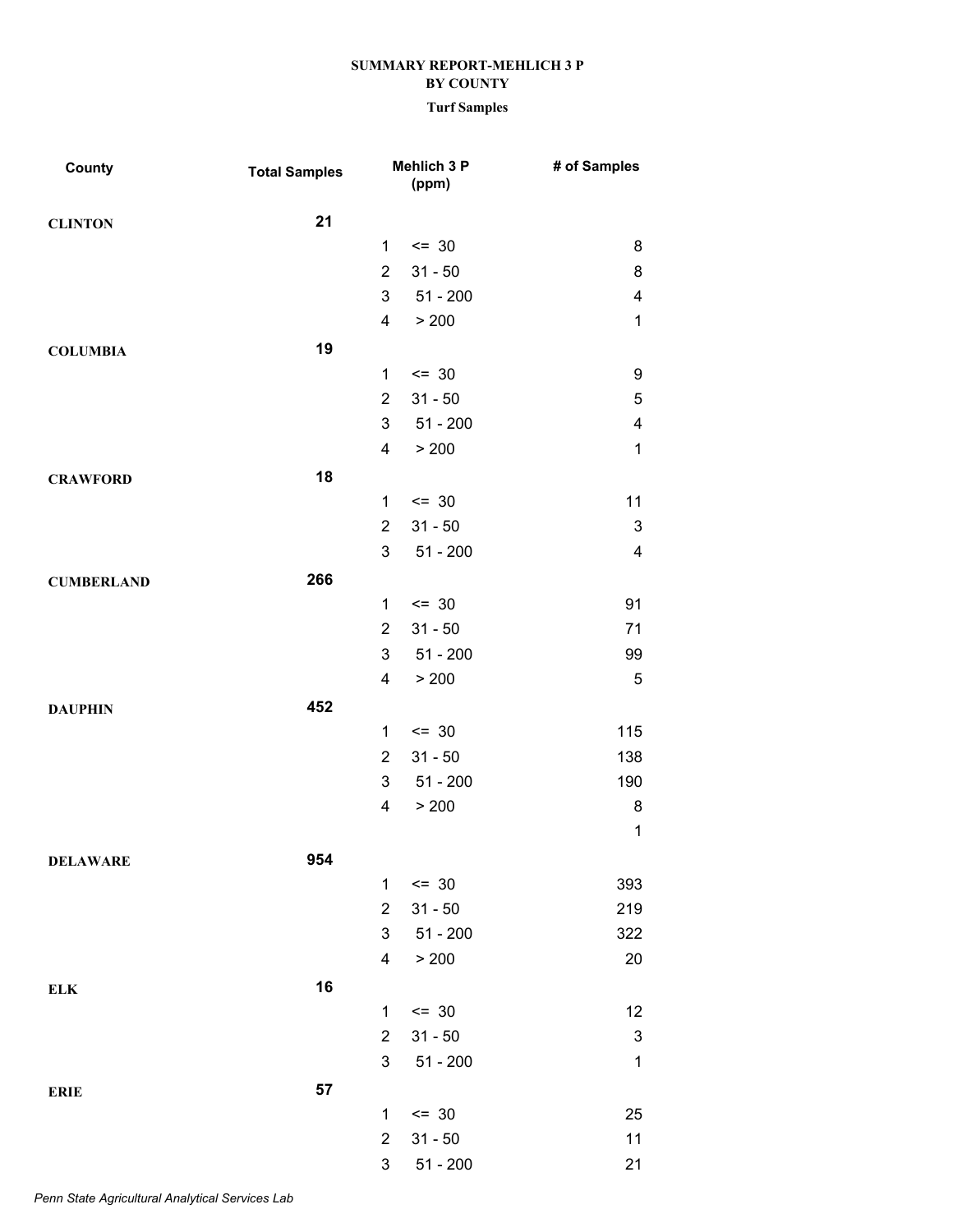**SUMMARY REPORT-MEHLICH 3 P**
**BY COUNTY**

**Turf Samples**

| County | Total Samples | Mehlich 3 P (ppm) | | # of Samples |
|---|---|---|---|---|
| **CLINTON** | **21** | | | |
| | | 1 | <= 30 | 8 |
| | | 2 | 31 - 50 | 8 |
| | | 3 | 51 - 200 | 4 |
| | | 4 | > 200 | 1 |
| **COLUMBIA** | **19** | | | |
| | | 1 | <= 30 | 9 |
| | | 2 | 31 - 50 | 5 |
| | | 3 | 51 - 200 | 4 |
| | | 4 | > 200 | 1 |
| **CRAWFORD** | **18** | | | |
| | | 1 | <= 30 | 11 |
| | | 2 | 31 - 50 | 3 |
| | | 3 | 51 - 200 | 4 |
| **CUMBERLAND** | **266** | | | |
| | | 1 | <= 30 | 91 |
| | | 2 | 31 - 50 | 71 |
| | | 3 | 51 - 200 | 99 |
| | | 4 | > 200 | 5 |
| **DAUPHIN** | **452** | | | |
| | | 1 | <= 30 | 115 |
| | | 2 | 31 - 50 | 138 |
| | | 3 | 51 - 200 | 190 |
| | | 4 | > 200 | 8 |
| | | | | 1 |
| **DELAWARE** | **954** | | | |
| | | 1 | <= 30 | 393 |
| | | 2 | 31 - 50 | 219 |
| | | 3 | 51 - 200 | 322 |
| | | 4 | > 200 | 20 |
| **ELK** | **16** | | | |
| | | 1 | <= 30 | 12 |
| | | 2 | 31 - 50 | 3 |
| | | 3 | 51 - 200 | 1 |
| **ERIE** | **57** | | | |
| | | 1 | <= 30 | 25 |
| | | 2 | 31 - 50 | 11 |
| | | 3 | 51 - 200 | 21 |

*Penn State Agricultural Analytical Services Lab*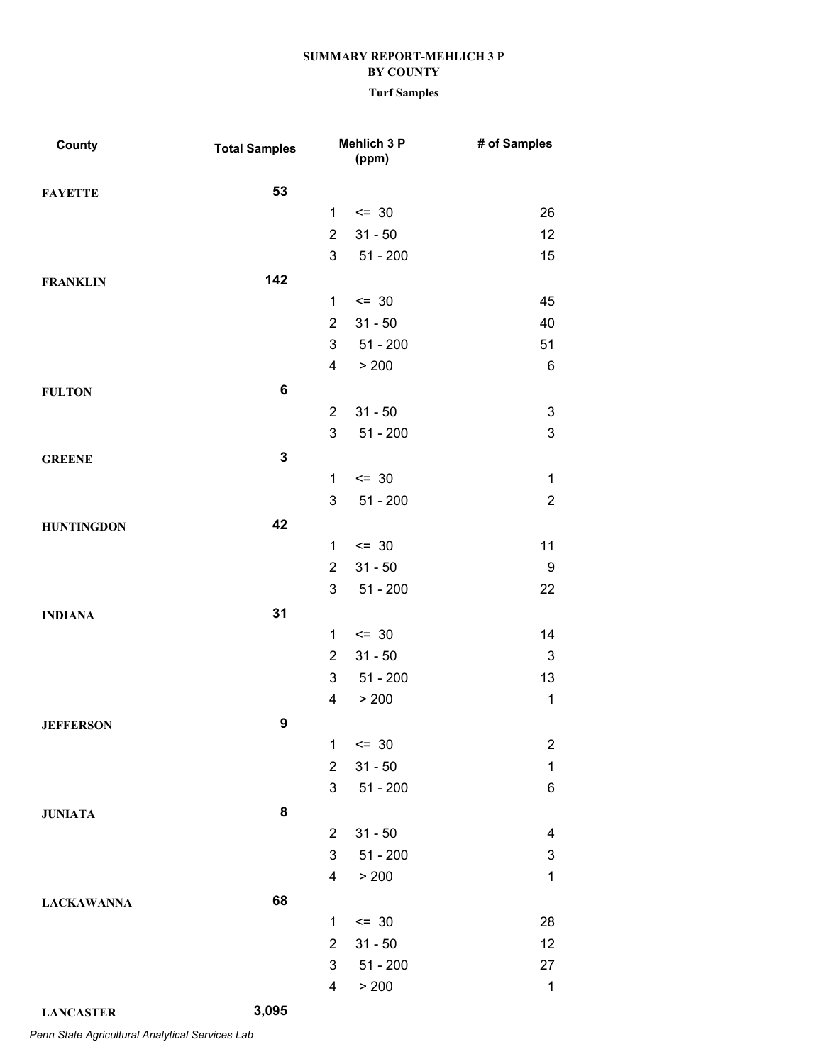**SUMMARY REPORT-MEHLICH 3 P**
**BY COUNTY**
**Turf Samples**

| County | Total Samples | Mehlich 3 P (ppm) | | # of Samples |
|---|---|---|---|---|
| **FAYETTE** | **53** | | | |
| | | 1 | <= 30 | 26 |
| | | 2 | 31 - 50 | 12 |
| | | 3 | 51 - 200 | 15 |
| **FRANKLIN** | **142** | | | |
| | | 1 | <= 30 | 45 |
| | | 2 | 31 - 50 | 40 |
| | | 3 | 51 - 200 | 51 |
| | | 4 | > 200 | 6 |
| **FULTON** | **6** | | | |
| | | 2 | 31 - 50 | 3 |
| | | 3 | 51 - 200 | 3 |
| **GREENE** | **3** | | | |
| | | 1 | <= 30 | 1 |
| | | 3 | 51 - 200 | 2 |
| **HUNTINGDON** | **42** | | | |
| | | 1 | <= 30 | 11 |
| | | 2 | 31 - 50 | 9 |
| | | 3 | 51 - 200 | 22 |
| **INDIANA** | **31** | | | |
| | | 1 | <= 30 | 14 |
| | | 2 | 31 - 50 | 3 |
| | | 3 | 51 - 200 | 13 |
| | | 4 | > 200 | 1 |
| **JEFFERSON** | **9** | | | |
| | | 1 | <= 30 | 2 |
| | | 2 | 31 - 50 | 1 |
| | | 3 | 51 - 200 | 6 |
| **JUNIATA** | **8** | | | |
| | | 2 | 31 - 50 | 4 |
| | | 3 | 51 - 200 | 3 |
| | | 4 | > 200 | 1 |
| **LACKAWANNA** | **68** | | | |
| | | 1 | <= 30 | 28 |
| | | 2 | 31 - 50 | 12 |
| | | 3 | 51 - 200 | 27 |
| | | 4 | > 200 | 1 |
| **LANCASTER** | **3,095** | | | |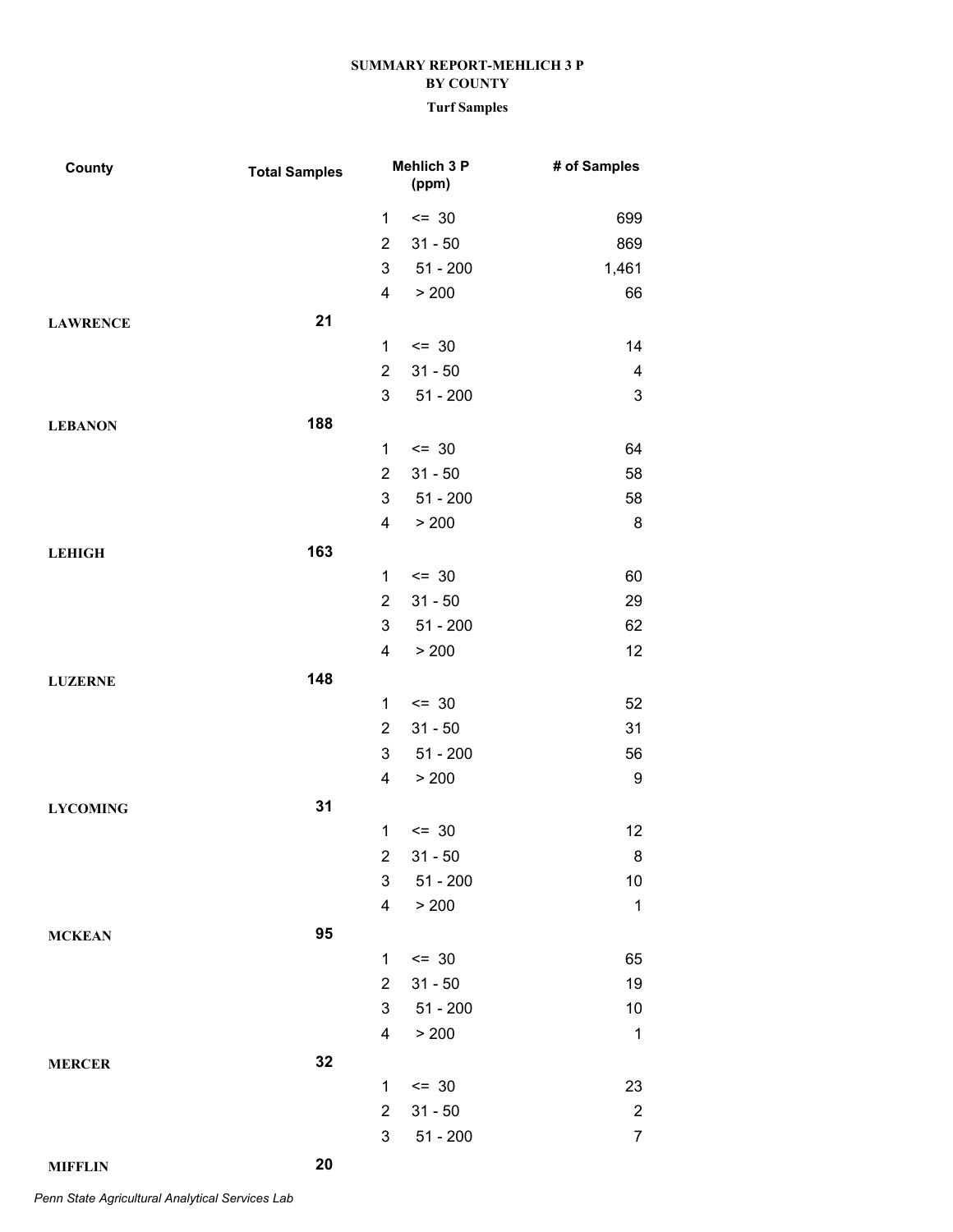**SUMMARY REPORT-MEHLICH 3 P**
**BY COUNTY**
**Turf Samples**

| County | Total Samples | Mehlich 3 P (ppm) | | # of Samples |
|---|---|---|---|---|
| | | 1 | <= 30 | 699 |
| | | 2 | 31 - 50 | 869 |
| | | 3 | 51 - 200 | 1,461 |
| | | 4 | > 200 | 66 |
| **LAWRENCE** | **21** | | | |
| | | 1 | <= 30 | 14 |
| | | 2 | 31 - 50 | 4 |
| | | 3 | 51 - 200 | 3 |
| **LEBANON** | **188** | | | |
| | | 1 | <= 30 | 64 |
| | | 2 | 31 - 50 | 58 |
| | | 3 | 51 - 200 | 58 |
| | | 4 | > 200 | 8 |
| **LEHIGH** | **163** | | | |
| | | 1 | <= 30 | 60 |
| | | 2 | 31 - 50 | 29 |
| | | 3 | 51 - 200 | 62 |
| | | 4 | > 200 | 12 |
| **LUZERNE** | **148** | | | |
| | | 1 | <= 30 | 52 |
| | | 2 | 31 - 50 | 31 |
| | | 3 | 51 - 200 | 56 |
| | | 4 | > 200 | 9 |
| **LYCOMING** | **31** | | | |
| | | 1 | <= 30 | 12 |
| | | 2 | 31 - 50 | 8 |
| | | 3 | 51 - 200 | 10 |
| | | 4 | > 200 | 1 |
| **MCKEAN** | **95** | | | |
| | | 1 | <= 30 | 65 |
| | | 2 | 31 - 50 | 19 |
| | | 3 | 51 - 200 | 10 |
| | | 4 | > 200 | 1 |
| **MERCER** | **32** | | | |
| | | 1 | <= 30 | 23 |
| | | 2 | 31 - 50 | 2 |
| | | 3 | 51 - 200 | 7 |
| **MIFFLIN** | **20** | | | |

*Penn State Agricultural Analytical Services Lab*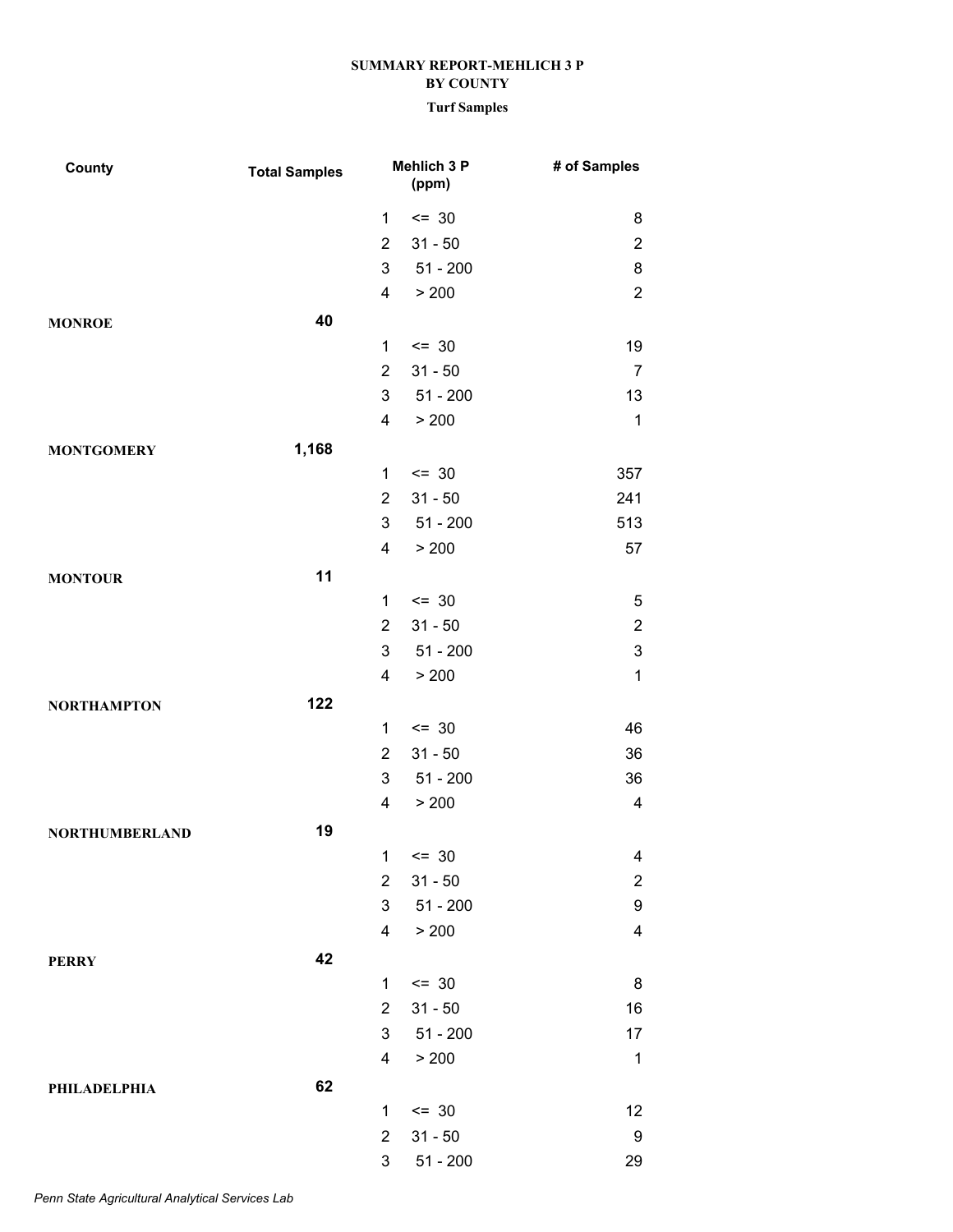**SUMMARY REPORT-MEHLICH 3 P**
**BY COUNTY**
**Turf Samples**

| County | Total Samples | Mehlich 3 P (ppm) | | # of Samples |
|---|---|---|---|---|
| | | 1 | <= 30 | 8 |
| | | 2 | 31 - 50 | 2 |
| | | 3 | 51 - 200 | 8 |
| | | 4 | > 200 | 2 |
| **MONROE** | **40** | | | |
| | | 1 | <= 30 | 19 |
| | | 2 | 31 - 50 | 7 |
| | | 3 | 51 - 200 | 13 |
| | | 4 | > 200 | 1 |
| **MONTGOMERY** | **1,168** | | | |
| | | 1 | <= 30 | 357 |
| | | 2 | 31 - 50 | 241 |
| | | 3 | 51 - 200 | 513 |
| | | 4 | > 200 | 57 |
| **MONTOUR** | **11** | | | |
| | | 1 | <= 30 | 5 |
| | | 2 | 31 - 50 | 2 |
| | | 3 | 51 - 200 | 3 |
| | | 4 | > 200 | 1 |
| **NORTHAMPTON** | **122** | | | |
| | | 1 | <= 30 | 46 |
| | | 2 | 31 - 50 | 36 |
| | | 3 | 51 - 200 | 36 |
| | | 4 | > 200 | 4 |
| **NORTHUMBERLAND** | **19** | | | |
| | | 1 | <= 30 | 4 |
| | | 2 | 31 - 50 | 2 |
| | | 3 | 51 - 200 | 9 |
| | | 4 | > 200 | 4 |
| **PERRY** | **42** | | | |
| | | 1 | <= 30 | 8 |
| | | 2 | 31 - 50 | 16 |
| | | 3 | 51 - 200 | 17 |
| | | 4 | > 200 | 1 |
| **PHILADELPHIA** | **62** | | | |
| | | 1 | <= 30 | 12 |
| | | 2 | 31 - 50 | 9 |
| | | 3 | 51 - 200 | 29 |

*Penn State Agricultural Analytical Services Lab*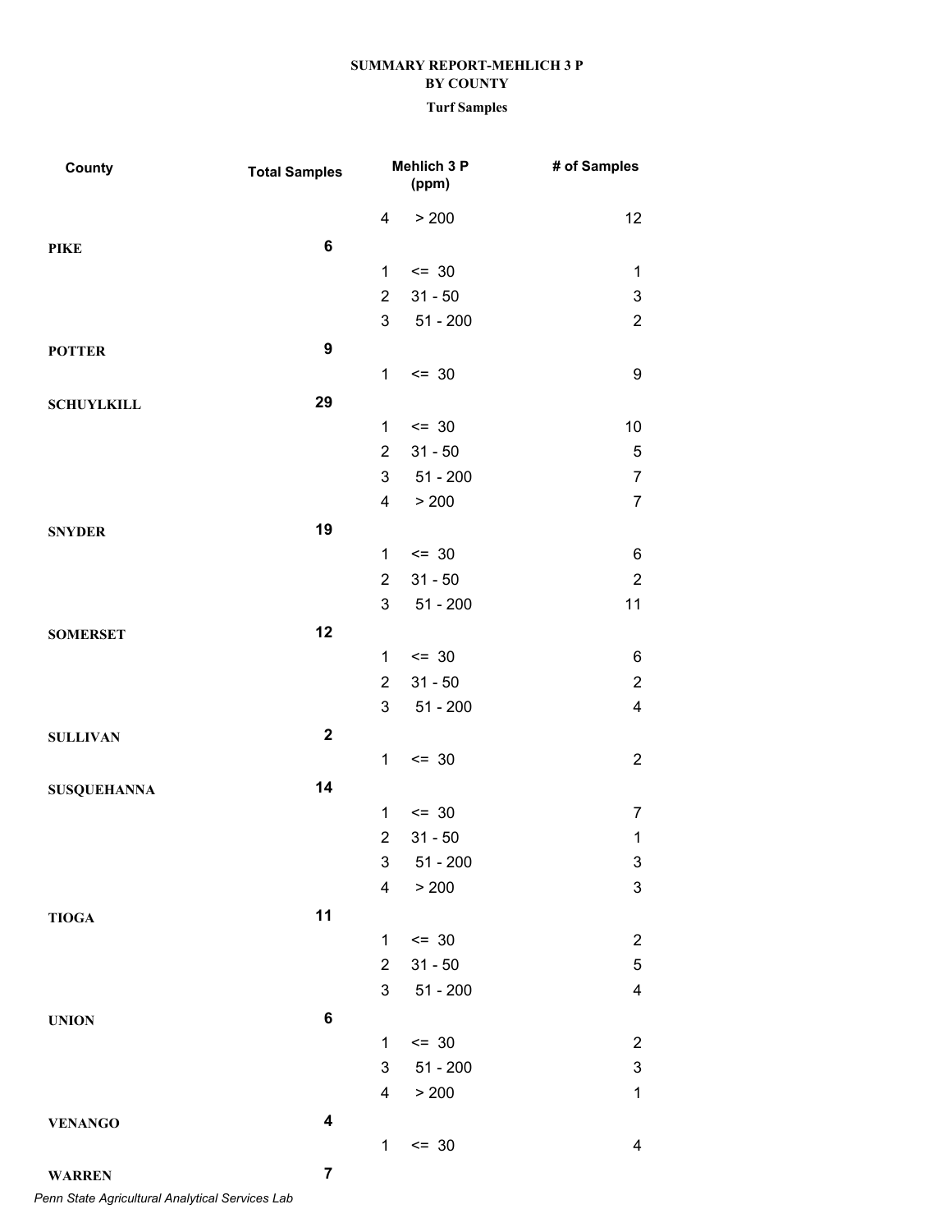**SUMMARY REPORT-MEHLICH 3 P**
**BY COUNTY**
**Turf Samples**

| County | Total Samples | Mehlich 3 P (ppm) | | # of Samples |
|---|---|---|---|---|
| | | 4 | > 200 | 12 |
| **PIKE** | **6** | | | |
| | | 1 | <= 30 | 1 |
| | | 2 | 31 - 50 | 3 |
| | | 3 | 51 - 200 | 2 |
| **POTTER** | **9** | | | |
| | | 1 | <= 30 | 9 |
| **SCHUYLKILL** | **29** | | | |
| | | 1 | <= 30 | 10 |
| | | 2 | 31 - 50 | 5 |
| | | 3 | 51 - 200 | 7 |
| | | 4 | > 200 | 7 |
| **SNYDER** | **19** | | | |
| | | 1 | <= 30 | 6 |
| | | 2 | 31 - 50 | 2 |
| | | 3 | 51 - 200 | 11 |
| **SOMERSET** | **12** | | | |
| | | 1 | <= 30 | 6 |
| | | 2 | 31 - 50 | 2 |
| | | 3 | 51 - 200 | 4 |
| **SULLIVAN** | **2** | | | |
| | | 1 | <= 30 | 2 |
| **SUSQUEHANNA** | **14** | | | |
| | | 1 | <= 30 | 7 |
| | | 2 | 31 - 50 | 1 |
| | | 3 | 51 - 200 | 3 |
| | | 4 | > 200 | 3 |
| **TIOGA** | **11** | | | |
| | | 1 | <= 30 | 2 |
| | | 2 | 31 - 50 | 5 |
| | | 3 | 51 - 200 | 4 |
| **UNION** | **6** | | | |
| | | 1 | <= 30 | 2 |
| | | 3 | 51 - 200 | 3 |
| | | 4 | > 200 | 1 |
| **VENANGO** | **4** | | | |
| | | 1 | <= 30 | 4 |
| **WARREN** | **7** | | | |

*Penn State Agricultural Analytical Services Lab*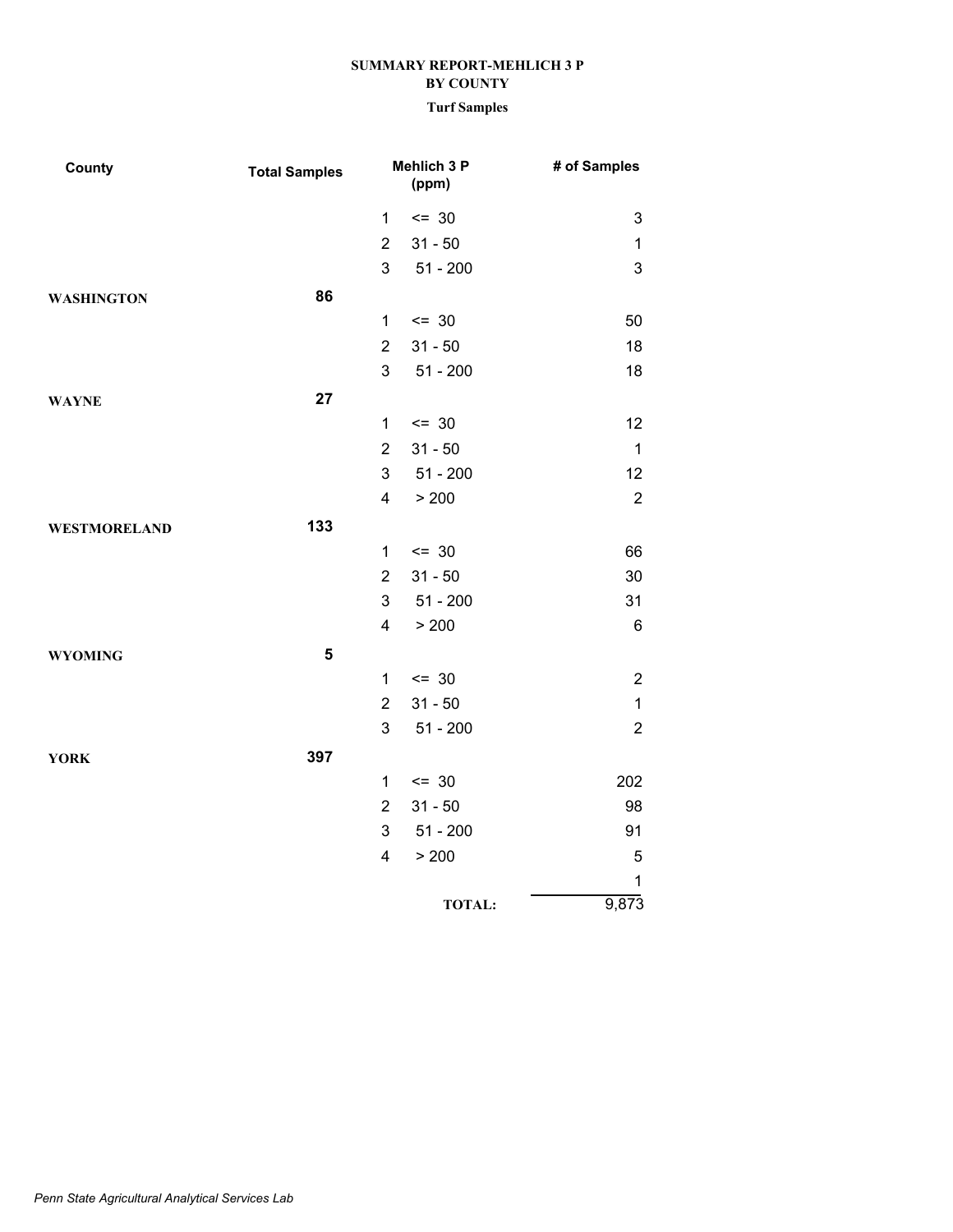**SUMMARY REPORT-MEHLICH 3 P**
**BY COUNTY**

**Turf Samples**

| County | Total Samples | Mehlich 3 P (ppm) | | # of Samples |
|---|---|---|---|---|
| | | 1 | <= 30 | 3 |
| | | 2 | 31 - 50 | 1 |
| | | 3 | 51 - 200 | 3 |
| **WASHINGTON** | **86** | | | |
| | | 1 | <= 30 | 50 |
| | | 2 | 31 - 50 | 18 |
| | | 3 | 51 - 200 | 18 |
| **WAYNE** | **27** | | | |
| | | 1 | <= 30 | 12 |
| | | 2 | 31 - 50 | 1 |
| | | 3 | 51 - 200 | 12 |
| | | 4 | > 200 | 2 |
| **WESTMORELAND** | **133** | | | |
| | | 1 | <= 30 | 66 |
| | | 2 | 31 - 50 | 30 |
| | | 3 | 51 - 200 | 31 |
| | | 4 | > 200 | 6 |
| **WYOMING** | **5** | | | |
| | | 1 | <= 30 | 2 |
| | | 2 | 31 - 50 | 1 |
| | | 3 | 51 - 200 | 2 |
| **YORK** | **397** | | | |
| | | 1 | <= 30 | 202 |
| | | 2 | 31 - 50 | 98 |
| | | 3 | 51 - 200 | 91 |
| | | 4 | > 200 | 5 |
| | | | | 1 |
| | | | **TOTAL:** | 9,873 |

*Penn State Agricultural Analytical Services Lab*